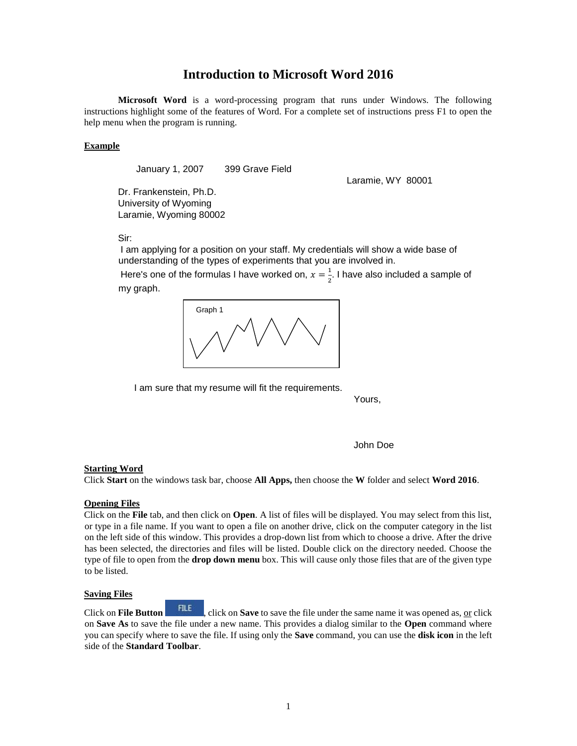# Introduction to Microsoft Word 2016

**Microsoft Word** is a word-processing program that runs under Windows. The following instructions highlight some of the features of Word. For a complete set of instructions press F1 to open the help menu when the program is running.

**Example**

January 1, 2007 399 Grave Field

Laramie, WY 80001

Dr. Frankenstein, Ph.D.
University of Wyoming
Laramie, Wyoming 80002

Sir:

I am applying for a position on your staff. My credentials will show a wide base of understanding of the types of experiments that you are involved in.

Here's one of the formulas I have worked on, $x = \frac{1}{2}$. I have also included a sample of my graph.

Graph 1

I am sure that my resume will fit the requirements.

Yours,

John Doe

**Starting Word**

Click **Start** on the windows task bar, choose **All Apps,** then choose the **W** folder and select **Word 2016**.

**Opening Files**

Click on the **File** tab, and then click on **Open**. A list of files will be displayed. You may select from this list, or type in a file name. If you want to open a file on another drive, click on the computer category in the list on the left side of this window. This provides a drop-down list from which to choose a drive. After the drive has been selected, the directories and files will be listed. Double click on the directory needed. Choose the type of file to open from the **drop down menu** box. This will cause only those files that are of the given type to be listed.

**Saving Files**

Click on **File Button** FILE, click on **Save** to save the file under the same name it was opened as, or click on **Save As** to save the file under a new name. This provides a dialog similar to the **Open** command where you can specify where to save the file. If using only the **Save** command, you can use the **disk icon** in the left side of the **Standard Toolbar**.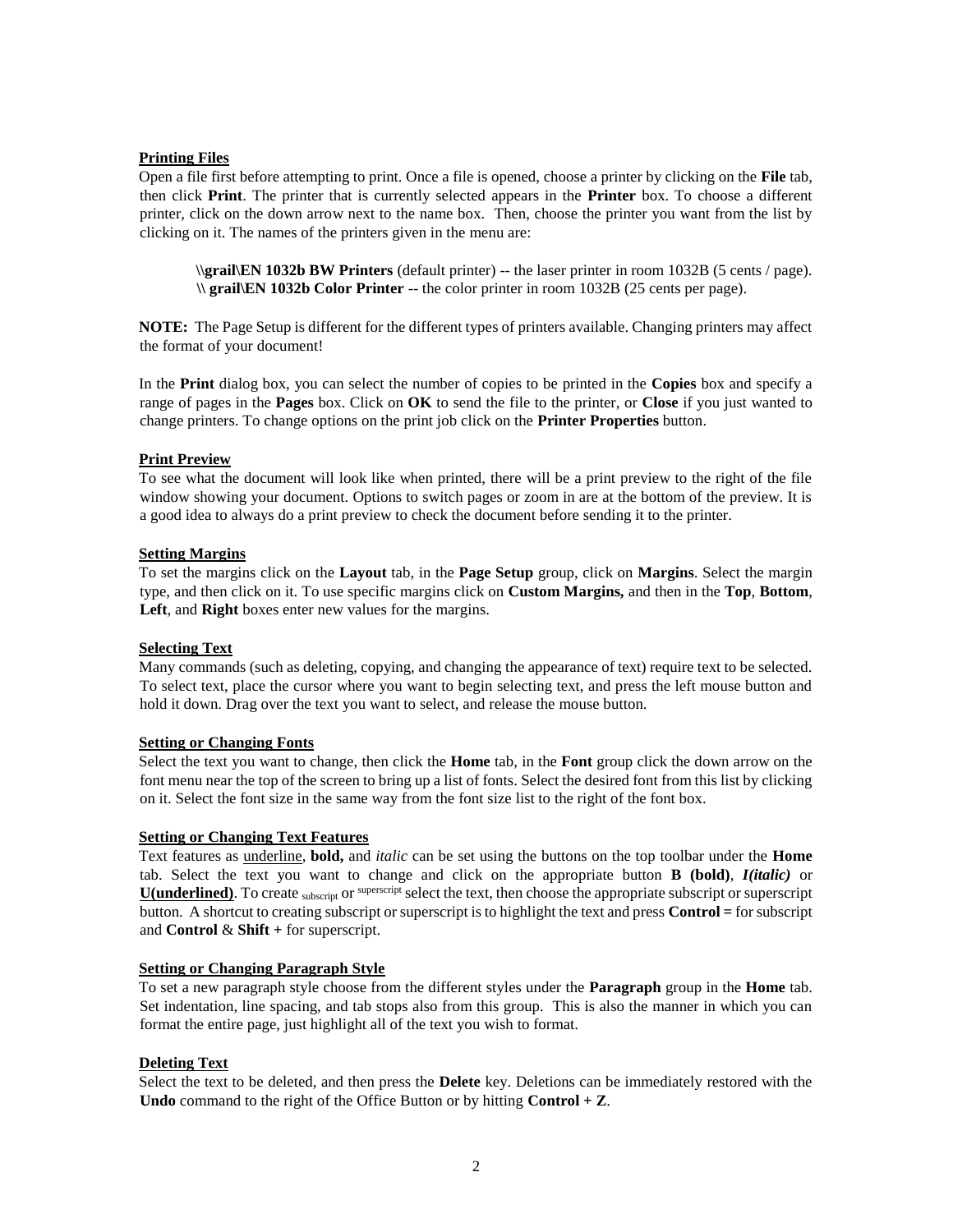### Printing Files

Open a file first before attempting to print. Once a file is opened, choose a printer by clicking on the **File** tab, then click **Print**. The printer that is currently selected appears in the **Printer** box. To choose a different printer, click on the down arrow next to the name box. Then, choose the printer you want from the list by clicking on it. The names of the printers given in the menu are:

> **\\grail\EN 1032b BW Printers** (default printer) -- the laser printer in room 1032B (5 cents / page).
> **\\ grail\EN 1032b Color Printer** -- the color printer in room 1032B (25 cents per page).

**NOTE:** The Page Setup is different for the different types of printers available. Changing printers may affect the format of your document!

In the **Print** dialog box, you can select the number of copies to be printed in the **Copies** box and specify a range of pages in the **Pages** box. Click on **OK** to send the file to the printer, or **Close** if you just wanted to change printers. To change options on the print job click on the **Printer Properties** button.

### Print Preview

To see what the document will look like when printed, there will be a print preview to the right of the file window showing your document. Options to switch pages or zoom in are at the bottom of the preview. It is a good idea to always do a print preview to check the document before sending it to the printer.

### Setting Margins

To set the margins click on the **Layout** tab, in the **Page Setup** group, click on **Margins**. Select the margin type, and then click on it. To use specific margins click on **Custom Margins,** and then in the **Top**, **Bottom**, **Left**, and **Right** boxes enter new values for the margins.

### Selecting Text

Many commands (such as deleting, copying, and changing the appearance of text) require text to be selected. To select text, place the cursor where you want to begin selecting text, and press the left mouse button and hold it down. Drag over the text you want to select, and release the mouse button.

### Setting or Changing Fonts

Select the text you want to change, then click the **Home** tab, in the **Font** group click the down arrow on the font menu near the top of the screen to bring up a list of fonts. Select the desired font from this list by clicking on it. Select the font size in the same way from the font size list to the right of the font box.

### Setting or Changing Text Features

Text features as underline, **bold,** and *italic* can be set using the buttons on the top toolbar under the **Home** tab. Select the text you want to change and click on the appropriate button **B (bold)**, ***I(italic)*** or **U(underlined)**. To create $_{\text{subscript}}$ or $^{\text{superscript}}$ select the text, then choose the appropriate subscript or superscript button. A shortcut to creating subscript or superscript is to highlight the text and press **Control =** for subscript and **Control** & **Shift +** for superscript.

### Setting or Changing Paragraph Style

To set a new paragraph style choose from the different styles under the **Paragraph** group in the **Home** tab. Set indentation, line spacing, and tab stops also from this group. This is also the manner in which you can format the entire page, just highlight all of the text you wish to format.

### Deleting Text

Select the text to be deleted, and then press the **Delete** key. Deletions can be immediately restored with the **Undo** command to the right of the Office Button or by hitting **Control + Z**.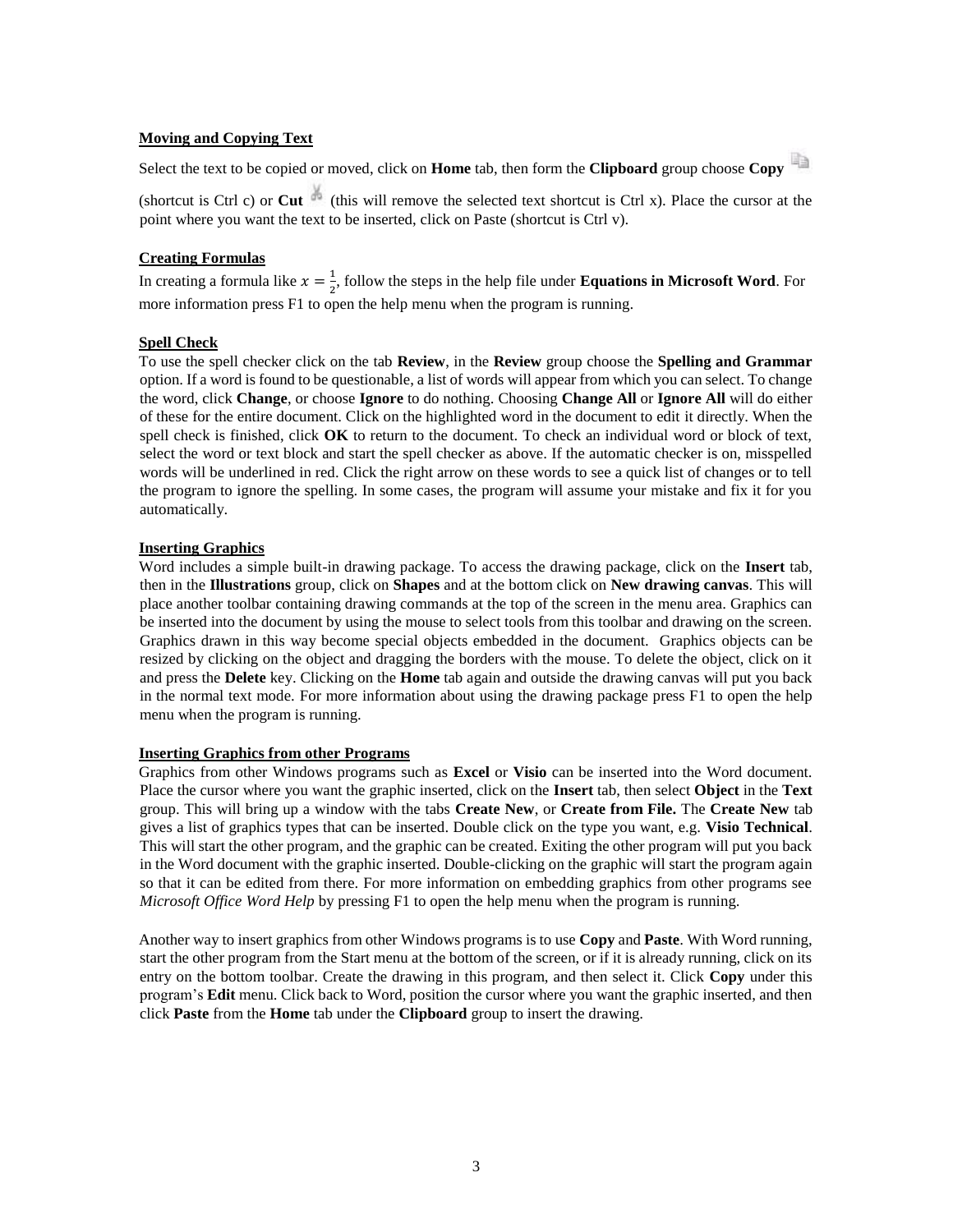**Moving and Copying Text**

Select the text to be copied or moved, click on **Home** tab, then form the **Clipboard** group choose **Copy** (shortcut is Ctrl c) or **Cut** (this will remove the selected text shortcut is Ctrl x). Place the cursor at the point where you want the text to be inserted, click on Paste (shortcut is Ctrl v).

**Creating Formulas**

In creating a formula like $x = \frac{1}{2}$, follow the steps in the help file under **Equations in Microsoft Word**. For more information press F1 to open the help menu when the program is running.

**Spell Check**

To use the spell checker click on the tab **Review**, in the **Review** group choose the **Spelling and Grammar** option. If a word is found to be questionable, a list of words will appear from which you can select. To change the word, click **Change**, or choose **Ignore** to do nothing. Choosing **Change All** or **Ignore All** will do either of these for the entire document. Click on the highlighted word in the document to edit it directly. When the spell check is finished, click **OK** to return to the document. To check an individual word or block of text, select the word or text block and start the spell checker as above. If the automatic checker is on, misspelled words will be underlined in red. Click the right arrow on these words to see a quick list of changes or to tell the program to ignore the spelling. In some cases, the program will assume your mistake and fix it for you automatically.

**Inserting Graphics**

Word includes a simple built-in drawing package. To access the drawing package, click on the **Insert** tab, then in the **Illustrations** group, click on **Shapes** and at the bottom click on **New drawing canvas**. This will place another toolbar containing drawing commands at the top of the screen in the menu area. Graphics can be inserted into the document by using the mouse to select tools from this toolbar and drawing on the screen. Graphics drawn in this way become special objects embedded in the document. Graphics objects can be resized by clicking on the object and dragging the borders with the mouse. To delete the object, click on it and press the **Delete** key. Clicking on the **Home** tab again and outside the drawing canvas will put you back in the normal text mode. For more information about using the drawing package press F1 to open the help menu when the program is running.

**Inserting Graphics from other Programs**

Graphics from other Windows programs such as **Excel** or **Visio** can be inserted into the Word document. Place the cursor where you want the graphic inserted, click on the **Insert** tab, then select **Object** in the **Text** group. This will bring up a window with the tabs **Create New**, or **Create from File.** The **Create New** tab gives a list of graphics types that can be inserted. Double click on the type you want, e.g. **Visio Technical**. This will start the other program, and the graphic can be created. Exiting the other program will put you back in the Word document with the graphic inserted. Double-clicking on the graphic will start the program again so that it can be edited from there. For more information on embedding graphics from other programs see *Microsoft Office Word Help* by pressing F1 to open the help menu when the program is running.

Another way to insert graphics from other Windows programs is to use **Copy** and **Paste**. With Word running, start the other program from the Start menu at the bottom of the screen, or if it is already running, click on its entry on the bottom toolbar. Create the drawing in this program, and then select it. Click **Copy** under this program's **Edit** menu. Click back to Word, position the cursor where you want the graphic inserted, and then click **Paste** from the **Home** tab under the **Clipboard** group to insert the drawing.